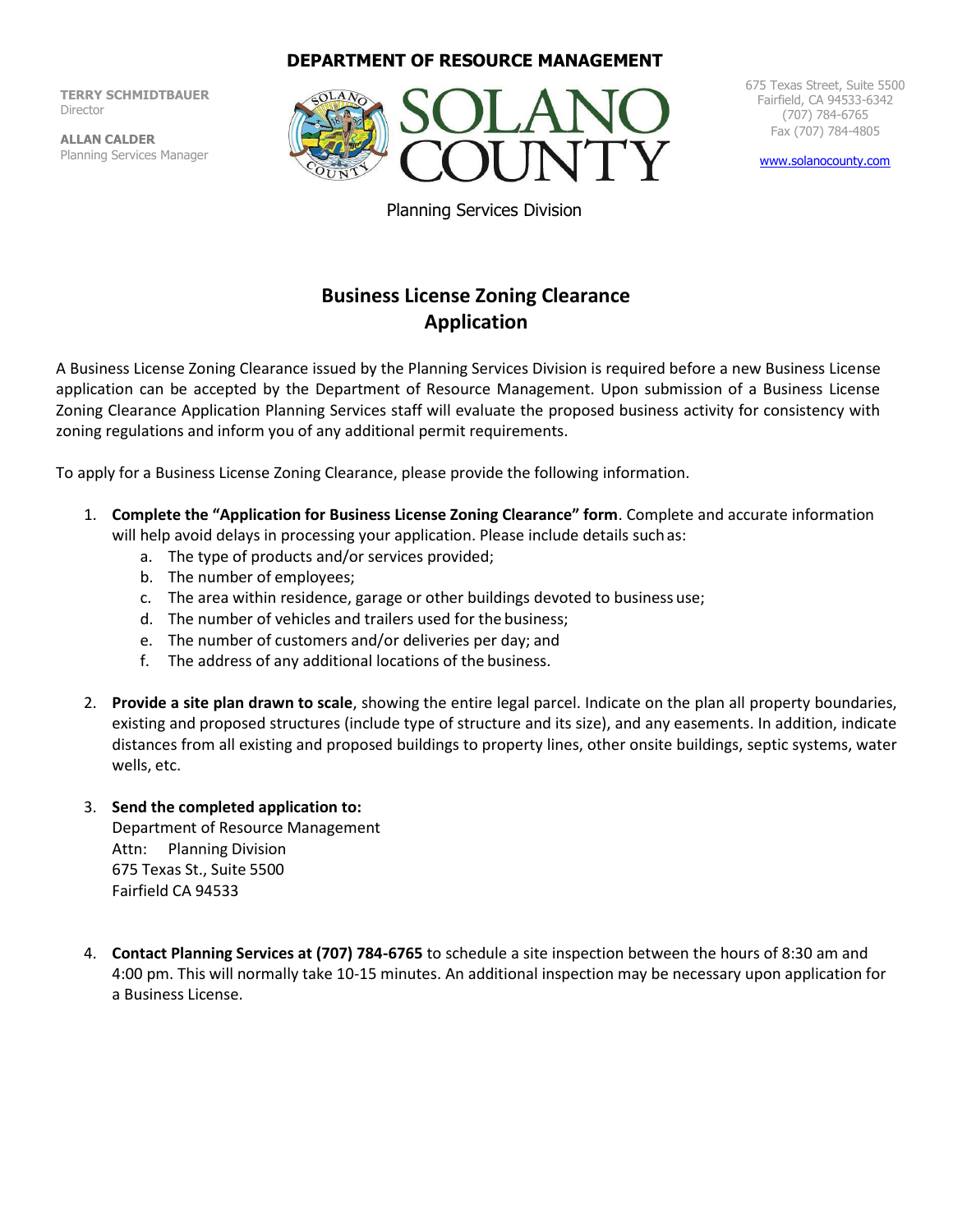**DEPARTMENT OF RESOURCE MANAGEMENT**

**TERRY SCHMIDTBAUER**
Director

**ALLAN CALDER**
Planning Services Manager

SOLANO COUNTY

675 Texas Street, Suite 5500
Fairfield, CA 94533-6342
(707) 784-6765
Fax (707) 784-4805

www.solanocounty.com

Planning Services Division

# Business License Zoning Clearance Application

A Business License Zoning Clearance issued by the Planning Services Division is required before a new Business License application can be accepted by the Department of Resource Management. Upon submission of a Business License Zoning Clearance Application Planning Services staff will evaluate the proposed business activity for consistency with zoning regulations and inform you of any additional permit requirements.

To apply for a Business License Zoning Clearance, please provide the following information.

1. **Complete the "Application for Business License Zoning Clearance" form**. Complete and accurate information will help avoid delays in processing your application. Please include details such as:
   a. The type of products and/or services provided;
   b. The number of employees;
   c. The area within residence, garage or other buildings devoted to business use;
   d. The number of vehicles and trailers used for the business;
   e. The number of customers and/or deliveries per day; and
   f. The address of any additional locations of the business.

2. **Provide a site plan drawn to scale**, showing the entire legal parcel. Indicate on the plan all property boundaries, existing and proposed structures (include type of structure and its size), and any easements. In addition, indicate distances from all existing and proposed buildings to property lines, other onsite buildings, septic systems, water wells, etc.

3. **Send the completed application to:**
   Department of Resource Management
   Attn: Planning Division
   675 Texas St., Suite 5500
   Fairfield CA 94533

4. **Contact Planning Services at (707) 784-6765** to schedule a site inspection between the hours of 8:30 am and 4:00 pm. This will normally take 10-15 minutes. An additional inspection may be necessary upon application for a Business License.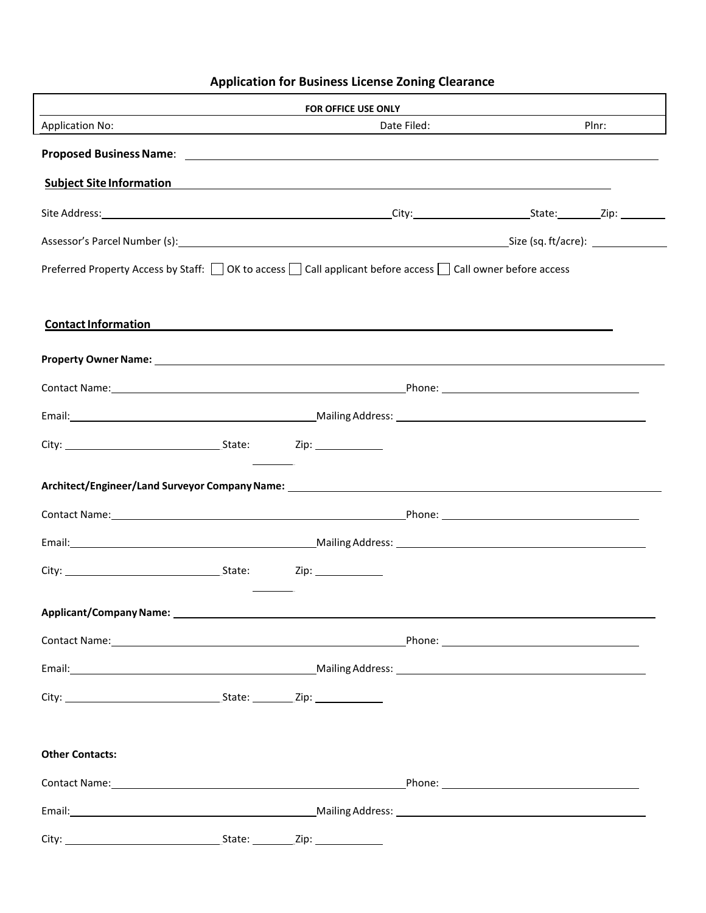# Application for Business License Zoning Clearance

| FOR OFFICE USE ONLY | | |
|---|---|---|
| Application No: | Date Filed: | Plnr: |

**Proposed Business Name**: ______________________________

## Subject Site Information

Site Address: ______________________________ City: ______________ State: ________ Zip: ________

Assessor's Parcel Number (s): ______________________________ Size (sq. ft/acre): ____________

Preferred Property Access by Staff: ☐ OK to access ☐ Call applicant before access ☐ Call owner before access

## Contact Information

**Property Owner Name:** ______________________________

Contact Name: ______________________________ Phone: ______________________________

Email: ______________________________ Mailing Address: ______________________________

City: ______________________________ State: ________ Zip: ____________

**Architect/Engineer/Land Surveyor Company Name:** ______________________________

Contact Name: ______________________________ Phone: ______________________________

Email: ______________________________ Mailing Address: ______________________________

City: ______________________________ State: ________ Zip: ____________

**Applicant/Company Name:** ______________________________

Contact Name: ______________________________ Phone: ______________________________

Email: ______________________________ Mailing Address: ______________________________

City: ______________________________ State: ________ Zip: ____________

**Other Contacts:**

Contact Name: ______________________________ Phone: ______________________________

Email: ______________________________ Mailing Address: ______________________________

City: ______________________________ State: ________ Zip: ____________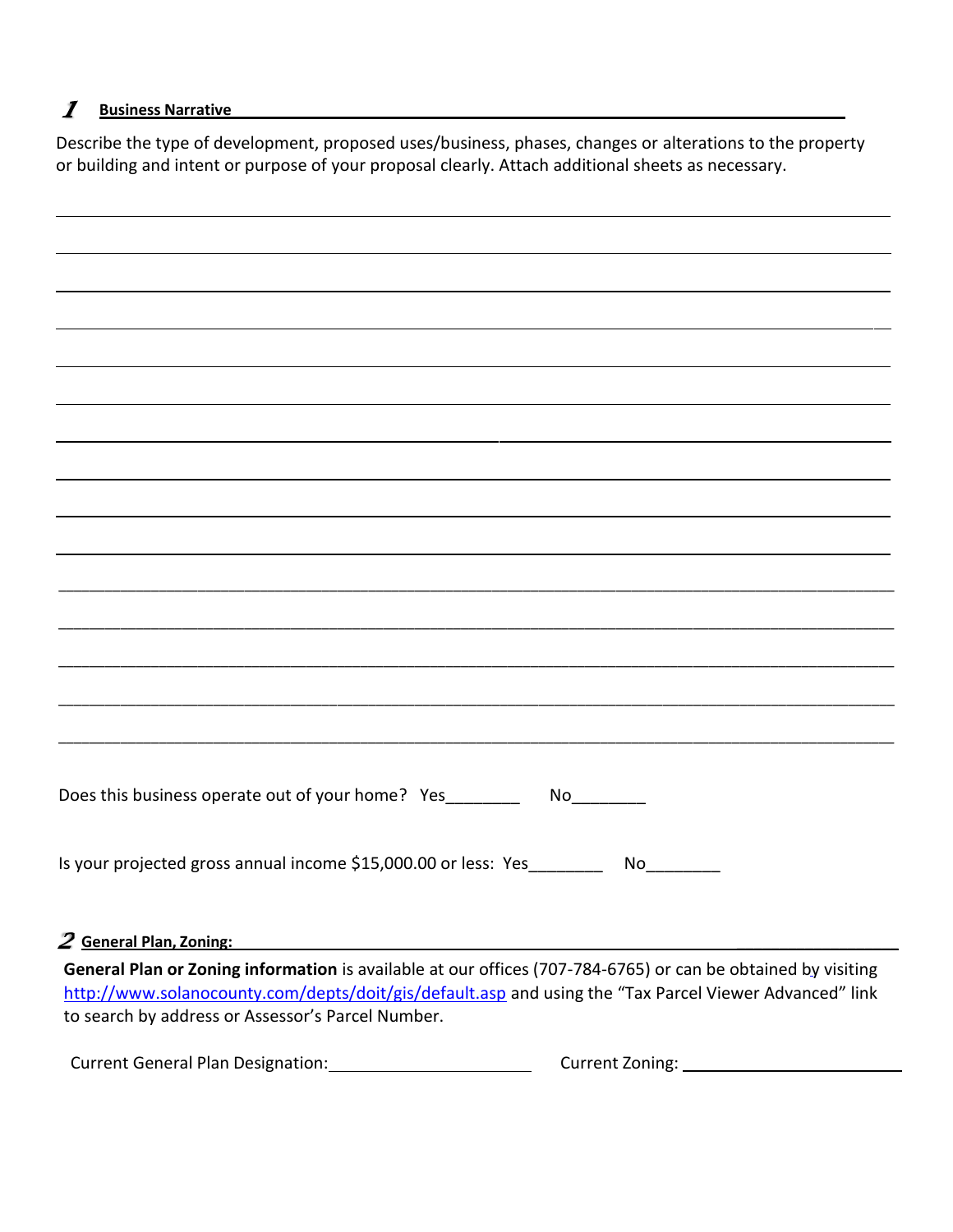## 1 Business Narrative

Describe the type of development, proposed uses/business, phases, changes or alterations to the property or building and intent or purpose of your proposal clearly. Attach additional sheets as necessary.

\_\_\_\_\_\_\_\_\_\_\_\_\_\_\_\_\_\_\_\_\_\_\_\_\_\_\_\_\_\_\_\_\_\_\_\_\_\_\_\_\_\_\_\_\_\_\_\_\_\_\_\_\_\_\_\_\_\_\_\_\_\_\_\_\_\_\_\_\_\_\_\_\_\_\_\_\_\_

\_\_\_\_\_\_\_\_\_\_\_\_\_\_\_\_\_\_\_\_\_\_\_\_\_\_\_\_\_\_\_\_\_\_\_\_\_\_\_\_\_\_\_\_\_\_\_\_\_\_\_\_\_\_\_\_\_\_\_\_\_\_\_\_\_\_\_\_\_\_\_\_\_\_\_\_\_\_

\_\_\_\_\_\_\_\_\_\_\_\_\_\_\_\_\_\_\_\_\_\_\_\_\_\_\_\_\_\_\_\_\_\_\_\_\_\_\_\_\_\_\_\_\_\_\_\_\_\_\_\_\_\_\_\_\_\_\_\_\_\_\_\_\_\_\_\_\_\_\_\_\_\_\_\_\_\_

\_\_\_\_\_\_\_\_\_\_\_\_\_\_\_\_\_\_\_\_\_\_\_\_\_\_\_\_\_\_\_\_\_\_\_\_\_\_\_\_\_\_\_\_\_\_\_\_\_\_\_\_\_\_\_\_\_\_\_\_\_\_\_\_\_\_\_\_\_\_\_\_\_\_\_\_\_\_

\_\_\_\_\_\_\_\_\_\_\_\_\_\_\_\_\_\_\_\_\_\_\_\_\_\_\_\_\_\_\_\_\_\_\_\_\_\_\_\_\_\_\_\_\_\_\_\_\_\_\_\_\_\_\_\_\_\_\_\_\_\_\_\_\_\_\_\_\_\_\_\_\_\_\_\_\_\_

\_\_\_\_\_\_\_\_\_\_\_\_\_\_\_\_\_\_\_\_\_\_\_\_\_\_\_\_\_\_\_\_\_\_\_\_\_\_\_\_\_\_\_\_\_\_\_\_\_\_\_\_\_\_\_\_\_\_\_\_\_\_\_\_\_\_\_\_\_\_\_\_\_\_\_\_\_\_

\_\_\_\_\_\_\_\_\_\_\_\_\_\_\_\_\_\_\_\_\_\_\_\_\_\_\_\_\_\_\_\_\_\_\_\_\_\_\_\_\_\_\_\_\_\_\_\_\_\_\_\_\_\_\_\_\_\_\_\_\_\_\_\_\_\_\_\_\_\_\_\_\_\_\_\_\_\_

\_\_\_\_\_\_\_\_\_\_\_\_\_\_\_\_\_\_\_\_\_\_\_\_\_\_\_\_\_\_\_\_\_\_\_\_\_\_\_\_\_\_\_\_\_\_\_\_\_\_\_\_\_\_\_\_\_\_\_\_\_\_\_\_\_\_\_\_\_\_\_\_\_\_\_\_\_\_

\_\_\_\_\_\_\_\_\_\_\_\_\_\_\_\_\_\_\_\_\_\_\_\_\_\_\_\_\_\_\_\_\_\_\_\_\_\_\_\_\_\_\_\_\_\_\_\_\_\_\_\_\_\_\_\_\_\_\_\_\_\_\_\_\_\_\_\_\_\_\_\_\_\_\_\_\_\_

\_\_\_\_\_\_\_\_\_\_\_\_\_\_\_\_\_\_\_\_\_\_\_\_\_\_\_\_\_\_\_\_\_\_\_\_\_\_\_\_\_\_\_\_\_\_\_\_\_\_\_\_\_\_\_\_\_\_\_\_\_\_\_\_\_\_\_\_\_\_\_\_\_\_\_\_\_\_

\_\_\_\_\_\_\_\_\_\_\_\_\_\_\_\_\_\_\_\_\_\_\_\_\_\_\_\_\_\_\_\_\_\_\_\_\_\_\_\_\_\_\_\_\_\_\_\_\_\_\_\_\_\_\_\_\_\_\_\_\_\_\_\_\_\_\_\_\_\_\_\_\_\_\_\_\_\_

\_\_\_\_\_\_\_\_\_\_\_\_\_\_\_\_\_\_\_\_\_\_\_\_\_\_\_\_\_\_\_\_\_\_\_\_\_\_\_\_\_\_\_\_\_\_\_\_\_\_\_\_\_\_\_\_\_\_\_\_\_\_\_\_\_\_\_\_\_\_\_\_\_\_\_\_\_\_

\_\_\_\_\_\_\_\_\_\_\_\_\_\_\_\_\_\_\_\_\_\_\_\_\_\_\_\_\_\_\_\_\_\_\_\_\_\_\_\_\_\_\_\_\_\_\_\_\_\_\_\_\_\_\_\_\_\_\_\_\_\_\_\_\_\_\_\_\_\_\_\_\_\_\_\_\_\_

\_\_\_\_\_\_\_\_\_\_\_\_\_\_\_\_\_\_\_\_\_\_\_\_\_\_\_\_\_\_\_\_\_\_\_\_\_\_\_\_\_\_\_\_\_\_\_\_\_\_\_\_\_\_\_\_\_\_\_\_\_\_\_\_\_\_\_\_\_\_\_\_\_\_\_\_\_\_

\_\_\_\_\_\_\_\_\_\_\_\_\_\_\_\_\_\_\_\_\_\_\_\_\_\_\_\_\_\_\_\_\_\_\_\_\_\_\_\_\_\_\_\_\_\_\_\_\_\_\_\_\_\_\_\_\_\_\_\_\_\_\_\_\_\_\_\_\_\_\_\_\_\_\_\_\_\_

Does this business operate out of your home? Yes\_\_\_\_\_\_\_\_ No\_\_\_\_\_\_\_\_

Is your projected gross annual income $15,000.00 or less: Yes\_\_\_\_\_\_\_\_ No\_\_\_\_\_\_\_\_

## 2 General Plan, Zoning:

**General Plan or Zoning information** is available at our offices (707-784-6765) or can be obtained by visiting http://www.solanocounty.com/depts/doit/gis/default.asp and using the "Tax Parcel Viewer Advanced" link to search by address or Assessor's Parcel Number.

Current General Plan Designation: \_\_\_\_\_\_\_\_\_\_\_\_\_\_\_\_\_\_\_\_ Current Zoning: \_\_\_\_\_\_\_\_\_\_\_\_\_\_\_\_\_\_\_\_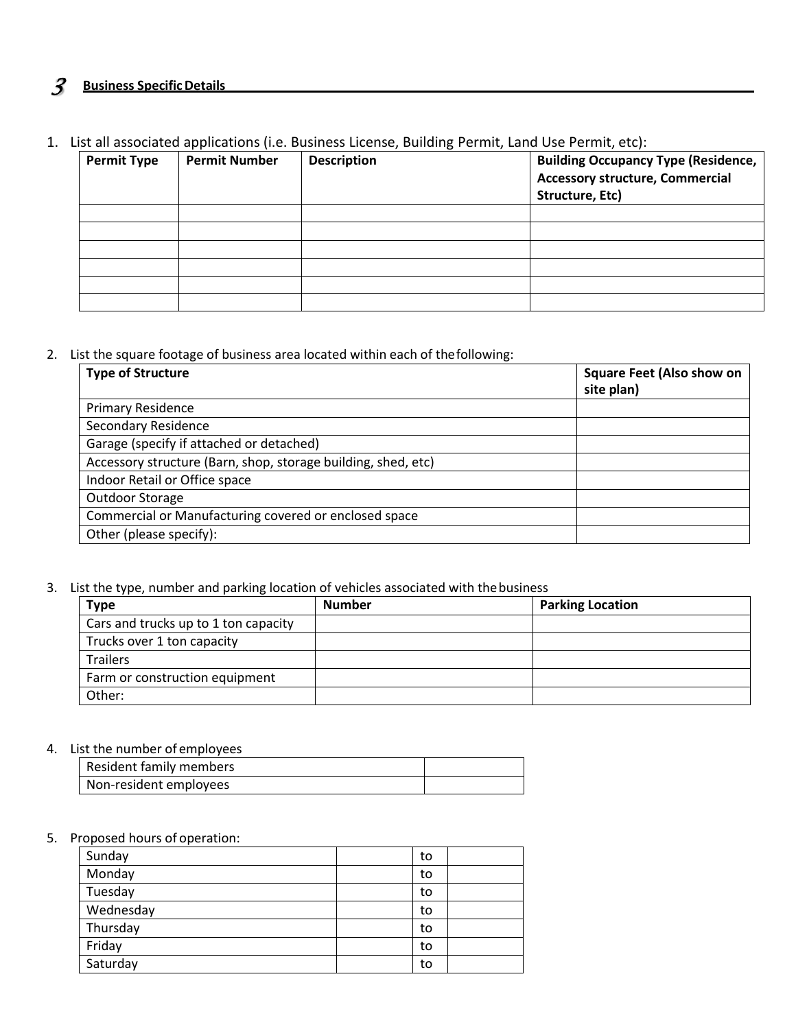## 3 Business Specific Details

1. List all associated applications (i.e. Business License, Building Permit, Land Use Permit, etc):

| Permit Type | Permit Number | Description | Building Occupancy Type (Residence, Accessory structure, Commercial Structure, Etc) |
|---|---|---|---|
| | | | |
| | | | |
| | | | |
| | | | |
| | | | |
| | | | |

2. List the square footage of business area located within each of the following:

| Type of Structure | Square Feet (Also show on site plan) |
|---|---|
| Primary Residence | |
| Secondary Residence | |
| Garage (specify if attached or detached) | |
| Accessory structure (Barn, shop, storage building, shed, etc) | |
| Indoor Retail or Office space | |
| Outdoor Storage | |
| Commercial or Manufacturing covered or enclosed space | |
| Other (please specify): | |

3. List the type, number and parking location of vehicles associated with the business

| Type | Number | Parking Location |
|---|---|---|
| Cars and trucks up to 1 ton capacity | | |
| Trucks over 1 ton capacity | | |
| Trailers | | |
| Farm or construction equipment | | |
| Other: | | |

4. List the number of employees

| | |
|---|---|
| Resident family members | |
| Non-resident employees | |

5. Proposed hours of operation:

| | | | |
|---|---|---|---|
| Sunday | | to | |
| Monday | | to | |
| Tuesday | | to | |
| Wednesday | | to | |
| Thursday | | to | |
| Friday | | to | |
| Saturday | | to | |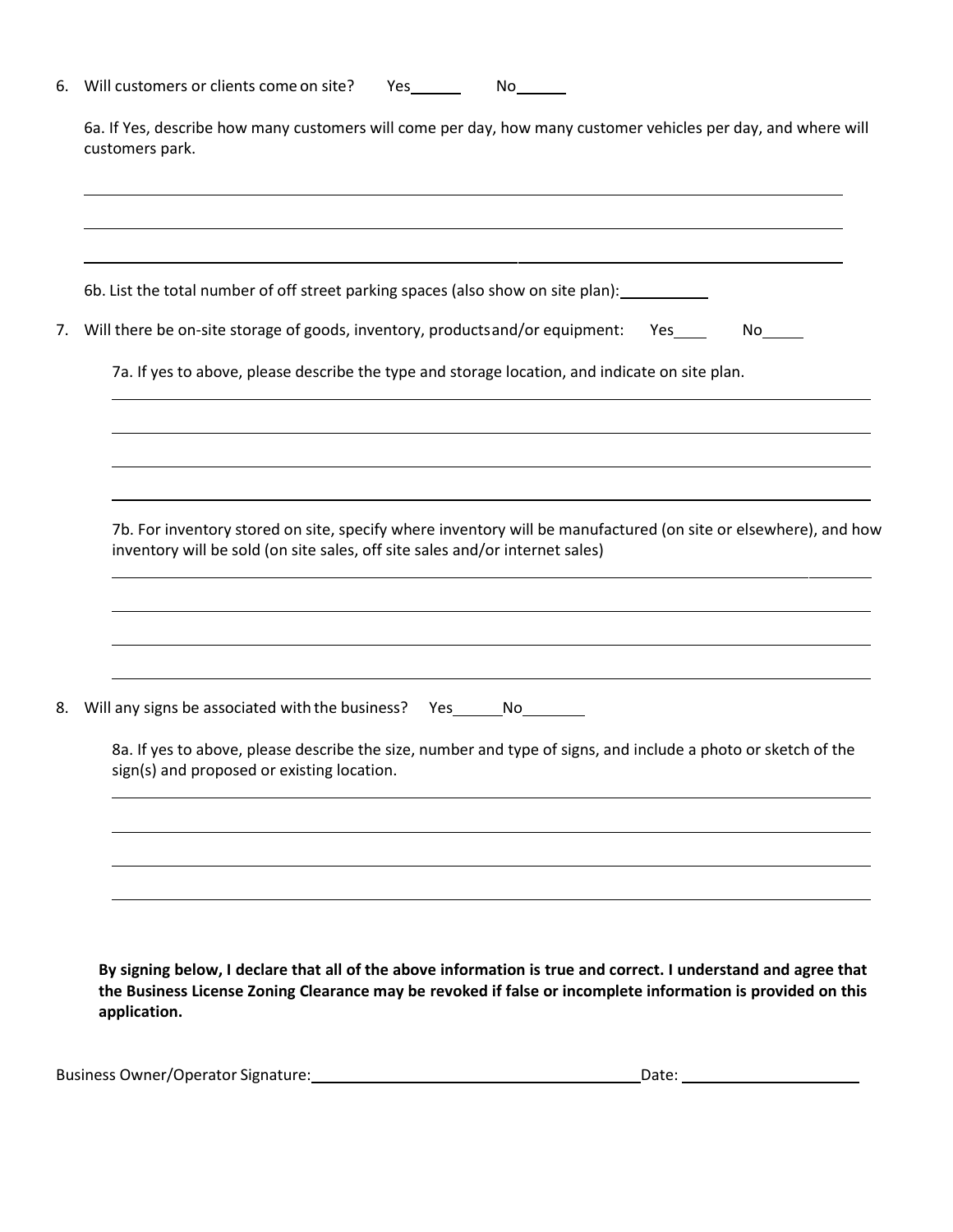6. Will customers or clients come on site? Yes______ No______

   6a. If Yes, describe how many customers will come per day, how many customer vehicles per day, and where will customers park.

   ______________________________________________________________________________

   ______________________________________________________________________________

   ______________________________________________________________________________

   6b. List the total number of off street parking spaces (also show on site plan):__________

7. Will there be on-site storage of goods, inventory, products and/or equipment: Yes____ No_____

   7a. If yes to above, please describe the type and storage location, and indicate on site plan.

   ______________________________________________________________________________

   ______________________________________________________________________________

   ______________________________________________________________________________

   ______________________________________________________________________________

   7b. For inventory stored on site, specify where inventory will be manufactured (on site or elsewhere), and how inventory will be sold (on site sales, off site sales and/or internet sales)

   ______________________________________________________________________________

   ______________________________________________________________________________

   ______________________________________________________________________________

   ______________________________________________________________________________

8. Will any signs be associated with the business? Yes______No_______

   8a. If yes to above, please describe the size, number and type of signs, and include a photo or sketch of the sign(s) and proposed or existing location.

   ______________________________________________________________________________

   ______________________________________________________________________________

   ______________________________________________________________________________

   ______________________________________________________________________________

**By signing below, I declare that all of the above information is true and correct. I understand and agree that the Business License Zoning Clearance may be revoked if false or incomplete information is provided on this application.**

Business Owner/Operator Signature:______________________________________Date: ____________________